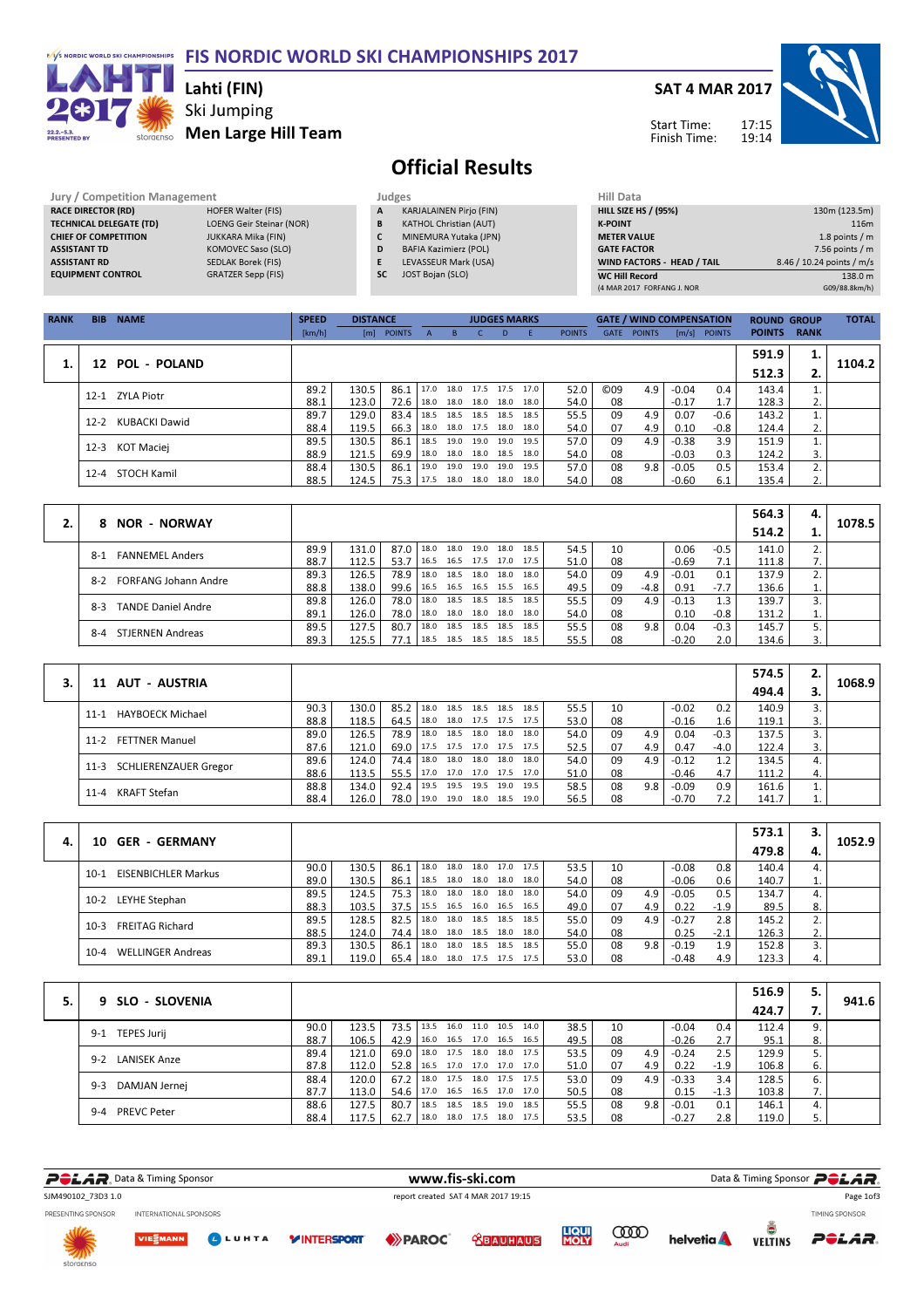# FIS NORDIC WORLD SKI CHAMPIONSHIPS 2017

**Lahti (FIN)**
Ski Jumping
**Men Large Hill Team**

**SAT 4 MAR 2017**

Start Time: 17:15
Finish Time: 19:14

## Official Results

| Jury / Competition Management | |
|---|---|
| RACE DIRECTOR (RD) | HOFER Walter (FIS) |
| TECHNICAL DELEGATE (TD) | LOENG Geir Steinar (NOR) |
| CHIEF OF COMPETITION | JUKKARA Mika (FIN) |
| ASSISTANT TD | KOMOVEC Saso (SLO) |
| ASSISTANT RD | SEDLAK Borek (FIS) |
| EQUIPMENT CONTROL | GRATZER Sepp (FIS) |

| Judges | |
|---|---|
| A | KARJALAINEN Pirjo (FIN) |
| B | KATHOL Christian (AUT) |
| C | MINEMURA Yutaka (JPN) |
| D | BAFIA Kazimierz (POL) |
| E | LEVASSEUR Mark (USA) |
| SC | JOST Bojan (SLO) |

| Hill Data | |
|---|---|
| HILL SIZE HS / (95%) | 130m (123.5m) |
| K-POINT | 116m |
| METER VALUE | 1.8 points / m |
| GATE FACTOR | 7.56 points / m |
| WIND FACTORS - HEAD / TAIL | 8.46 / 10.24 points / m/s |
| WC Hill Record | 138.0 m |
| (4 MAR 2017 FORFANG J. NOR | G09/88.8km/h) |

| RANK | BIB | NAME | SPEED [km/h] | DISTANCE [m] | DISTANCE POINTS | A | B | C | D | E | JUDGES POINTS | GATE | GATE POINTS | WIND [m/s] | WIND POINTS | ROUND POINTS | GROUP RANK | TOTAL |
|---|---|---|---|---|---|---|---|---|---|---|---|---|---|---|---|---|---|---|
| 1. | 12 | POL - POLAND | | | | | | | | | | | | | | 591.9 | 1. | 1104.2 |
| | | | | | | | | | | | | | | | | 512.3 | 2. | |
| | 12-1 | ZYLA Piotr | 89.2 | 130.5 | 86.1 | 17.0 | 18.0 | 17.5 | 17.5 | 17.0 | 52.0 | ©09 | 4.9 | -0.04 | 0.4 | 143.4 | 1. | |
| | | | 88.1 | 123.0 | 72.6 | 18.0 | 18.0 | 18.0 | 18.0 | 18.0 | 54.0 | 08 | | -0.17 | 1.7 | 128.3 | 2. | |
| | 12-2 | KUBACKI Dawid | 89.7 | 129.0 | 83.4 | 18.5 | 18.5 | 18.5 | 18.5 | 18.5 | 55.5 | 09 | 4.9 | 0.07 | -0.6 | 143.2 | 1. | |
| | | | 88.4 | 119.5 | 66.3 | 18.0 | 18.0 | 17.5 | 18.0 | 18.0 | 54.0 | 07 | 4.9 | 0.10 | -0.8 | 124.4 | 2. | |
| | 12-3 | KOT Maciej | 89.5 | 130.5 | 86.1 | 18.5 | 19.0 | 19.0 | 19.0 | 19.5 | 57.0 | 09 | 4.9 | -0.38 | 3.9 | 151.9 | 1. | |
| | | | 88.9 | 121.5 | 69.9 | 18.0 | 18.0 | 18.0 | 18.5 | 18.0 | 54.0 | 08 | | -0.03 | 0.3 | 124.2 | 3. | |
| | 12-4 | STOCH Kamil | 88.4 | 130.5 | 86.1 | 19.0 | 19.0 | 19.0 | 19.0 | 19.5 | 57.0 | 08 | 9.8 | -0.05 | 0.5 | 153.4 | 2. | |
| | | | 88.5 | 124.5 | 75.3 | 17.5 | 18.0 | 18.0 | 18.0 | 18.0 | 54.0 | 08 | | -0.60 | 6.1 | 135.4 | 2. | |
| 2. | 8 | NOR - NORWAY | | | | | | | | | | | | | | 564.3 | 4. | 1078.5 |
| | | | | | | | | | | | | | | | | 514.2 | 1. | |
| | 8-1 | FANNEMEL Anders | 89.9 | 131.0 | 87.0 | 18.0 | 18.0 | 19.0 | 18.0 | 18.5 | 54.5 | 10 | | 0.06 | -0.5 | 141.0 | 2. | |
| | | | 88.7 | 112.5 | 53.7 | 16.5 | 16.5 | 17.5 | 17.0 | 17.5 | 51.0 | 08 | | -0.69 | 7.1 | 111.8 | 7. | |
| | 8-2 | FORFANG Johann Andre | 89.3 | 126.5 | 78.9 | 18.0 | 18.5 | 18.0 | 18.0 | 18.0 | 54.0 | 09 | 4.9 | -0.01 | 0.1 | 137.9 | 2. | |
| | | | 88.8 | 138.0 | 99.6 | 16.5 | 16.5 | 16.5 | 15.5 | 16.5 | 49.5 | 09 | -4.8 | 0.91 | -7.7 | 136.6 | 1. | |
| | 8-3 | TANDE Daniel Andre | 89.8 | 126.0 | 78.0 | 18.0 | 18.5 | 18.5 | 18.5 | 18.5 | 55.5 | 09 | 4.9 | -0.13 | 1.3 | 139.7 | 3. | |
| | | | 89.1 | 126.0 | 78.0 | 18.0 | 18.0 | 18.0 | 18.0 | 18.0 | 54.0 | 08 | | 0.10 | -0.8 | 131.2 | 1. | |
| | 8-4 | STJERNEN Andreas | 89.5 | 127.5 | 80.7 | 18.0 | 18.5 | 18.5 | 18.5 | 18.5 | 55.5 | 08 | 9.8 | 0.04 | -0.3 | 145.7 | 5. | |
| | | | 89.3 | 125.5 | 77.1 | 18.5 | 18.5 | 18.5 | 18.5 | 18.5 | 55.5 | 08 | | -0.20 | 2.0 | 134.6 | 3. | |
| 3. | 11 | AUT - AUSTRIA | | | | | | | | | | | | | | 574.5 | 2. | 1068.9 |
| | | | | | | | | | | | | | | | | 494.4 | 3. | |
| | 11-1 | HAYBOECK Michael | 90.3 | 130.0 | 85.2 | 18.0 | 18.5 | 18.5 | 18.5 | 18.5 | 55.5 | 10 | | -0.02 | 0.2 | 140.9 | 3. | |
| | | | 88.8 | 118.5 | 64.5 | 18.0 | 18.0 | 17.5 | 17.5 | 17.5 | 53.0 | 08 | | -0.16 | 1.6 | 119.1 | 3. | |
| | 11-2 | FETTNER Manuel | 89.0 | 126.5 | 78.9 | 18.0 | 18.5 | 18.0 | 18.0 | 18.0 | 54.0 | 09 | 4.9 | 0.04 | -0.3 | 137.5 | 3. | |
| | | | 87.6 | 121.0 | 69.0 | 17.5 | 17.5 | 17.0 | 17.5 | 17.5 | 52.5 | 07 | 4.9 | 0.47 | -4.0 | 122.4 | 3. | |
| | 11-3 | SCHLIERENZAUER Gregor | 89.6 | 124.0 | 74.4 | 18.0 | 18.0 | 18.0 | 18.0 | 18.0 | 54.0 | 09 | 4.9 | -0.12 | 1.2 | 134.5 | 4. | |
| | | | 88.6 | 113.5 | 55.5 | 17.0 | 17.0 | 17.0 | 17.5 | 17.0 | 51.0 | 08 | | -0.46 | 4.7 | 111.2 | 4. | |
| | 11-4 | KRAFT Stefan | 88.8 | 134.0 | 92.4 | 19.5 | 19.5 | 19.5 | 19.0 | 19.5 | 58.5 | 08 | 9.8 | -0.09 | 0.9 | 161.6 | 1. | |
| | | | 88.4 | 126.0 | 78.0 | 19.0 | 19.0 | 18.0 | 18.5 | 19.0 | 56.5 | 08 | | -0.70 | 7.2 | 141.7 | 1. | |
| 4. | 10 | GER - GERMANY | | | | | | | | | | | | | | 573.1 | 3. | 1052.9 |
| | | | | | | | | | | | | | | | | 479.8 | 4. | |
| | 10-1 | EISENBICHLER Markus | 90.0 | 130.5 | 86.1 | 18.0 | 18.0 | 18.0 | 17.0 | 17.5 | 53.5 | 10 | | -0.08 | 0.8 | 140.4 | 4. | |
| | | | 89.0 | 130.5 | 86.1 | 18.5 | 18.0 | 18.0 | 18.0 | 18.0 | 54.0 | 08 | | -0.06 | 0.6 | 140.7 | 1. | |
| | 10-2 | LEYHE Stephan | 89.5 | 124.5 | 75.3 | 18.0 | 18.0 | 18.0 | 18.0 | 18.0 | 54.0 | 09 | 4.9 | -0.05 | 0.5 | 134.7 | 4. | |
| | | | 88.3 | 103.5 | 37.5 | 15.5 | 16.5 | 16.0 | 16.5 | 16.5 | 49.0 | 07 | 4.9 | 0.22 | -1.9 | 89.5 | 8. | |
| | 10-3 | FREITAG Richard | 89.5 | 128.5 | 82.5 | 18.0 | 18.0 | 18.5 | 18.5 | 18.5 | 55.0 | 09 | 4.9 | -0.27 | 2.8 | 145.2 | 2. | |
| | | | 88.5 | 124.0 | 74.4 | 18.0 | 18.0 | 18.5 | 18.0 | 18.0 | 54.0 | 08 | | 0.25 | -2.1 | 126.3 | 2. | |
| | 10-4 | WELLINGER Andreas | 89.3 | 130.5 | 86.1 | 18.0 | 18.0 | 18.5 | 18.5 | 18.5 | 55.0 | 08 | 9.8 | -0.19 | 1.9 | 152.8 | 3. | |
| | | | 89.1 | 119.0 | 65.4 | 18.0 | 18.0 | 17.5 | 17.5 | 17.5 | 53.0 | 08 | | -0.48 | 4.9 | 123.3 | 4. | |
| 5. | 9 | SLO - SLOVENIA | | | | | | | | | | | | | | 516.9 | 5. | 941.6 |
| | | | | | | | | | | | | | | | | 424.7 | 7. | |
| | 9-1 | TEPES Jurij | 90.0 | 123.5 | 73.5 | 13.5 | 16.0 | 11.0 | 10.5 | 14.0 | 38.5 | 10 | | -0.04 | 0.4 | 112.4 | 9. | |
| | | | 88.7 | 106.5 | 42.9 | 16.0 | 16.5 | 17.0 | 16.5 | 16.5 | 49.5 | 08 | | -0.26 | 2.7 | 95.1 | 8. | |
| | 9-2 | LANISEK Anze | 89.4 | 121.0 | 69.0 | 18.0 | 17.5 | 18.0 | 18.0 | 17.5 | 53.5 | 09 | 4.9 | -0.24 | 2.5 | 129.9 | 5. | |
| | | | 87.8 | 112.0 | 52.8 | 16.5 | 17.0 | 17.0 | 17.0 | 17.0 | 51.0 | 07 | 4.9 | 0.22 | -1.9 | 106.8 | 6. | |
| | 9-3 | DAMJAN Jernej | 88.4 | 120.0 | 67.2 | 18.0 | 17.5 | 18.0 | 17.5 | 17.5 | 53.0 | 09 | 4.9 | -0.33 | 3.4 | 128.5 | 6. | |
| | | | 87.7 | 113.0 | 54.6 | 17.0 | 16.5 | 16.5 | 17.0 | 17.0 | 50.5 | 08 | | 0.15 | -1.3 | 103.8 | 7. | |
| | 9-4 | PREVC Peter | 88.6 | 127.5 | 80.7 | 18.5 | 18.5 | 18.5 | 19.0 | 18.5 | 55.5 | 08 | 9.8 | -0.01 | 0.1 | 146.1 | 4. | |
| | | | 88.4 | 117.5 | 62.7 | 18.0 | 18.0 | 17.5 | 18.0 | 17.5 | 53.5 | 08 | | -0.27 | 2.8 | 119.0 | 5. | |

Data & Timing Sponsor POLAR — www.fis-ski.com

SJM490102_73D3 1.0 — report created SAT 4 MAR 2017 19:15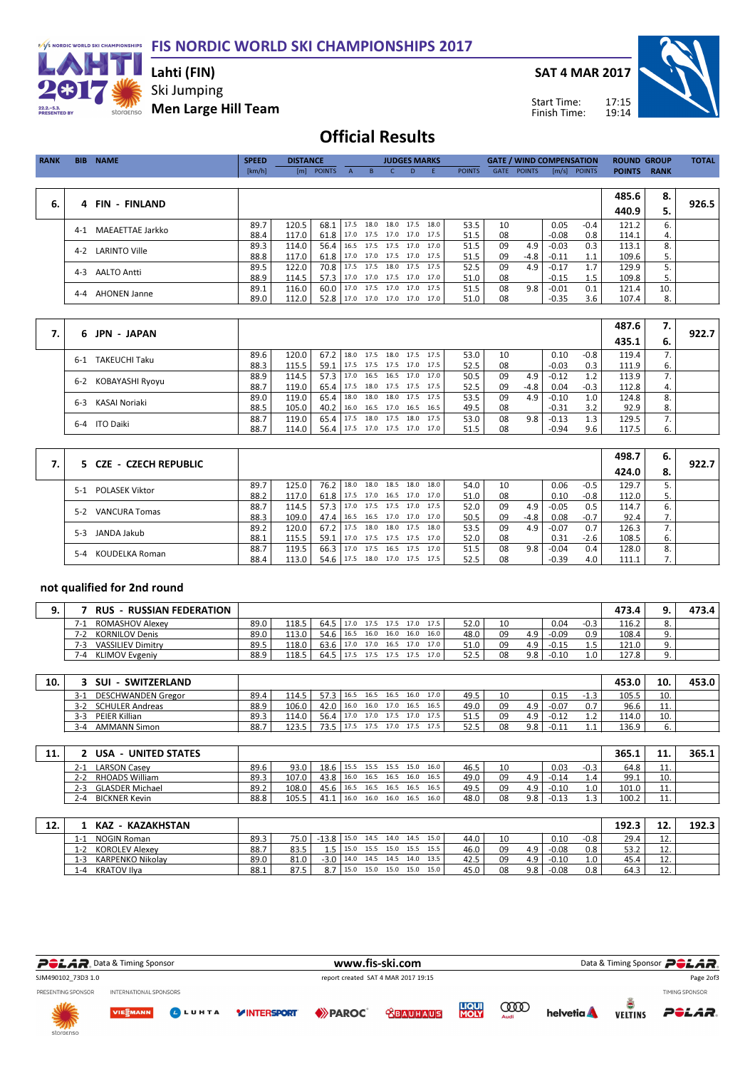# FIS NORDIC WORLD SKI CHAMPIONSHIPS 2017

**Lahti (FIN)**
Ski Jumping
**Men Large Hill Team**

**SAT 4 MAR 2017**

Start Time: 17:15
Finish Time: 19:14

## Official Results

| RANK | BIB | NAME | SPEED [km/h] | DISTANCE [m] | DISTANCE POINTS | A | B | C | D | E | JUDGES POINTS | GATE | GATE POINTS | WIND [m/s] | WIND POINTS | ROUND POINTS | GROUP RANK | TOTAL |
|---|---|---|---|---|---|---|---|---|---|---|---|---|---|---|---|---|---|---|
| 6. | 4 | FIN - FINLAND | | | | | | | | | | | | | | 485.6 / 440.9 | 8. / 5. | 926.5 |
| | 4-1 | MAEAETTAE Jarkko | 89.7 | 120.5 | 68.1 | 17.5 | 18.0 | 18.0 | 17.5 | 18.0 | 53.5 | 10 | | 0.05 | -0.4 | 121.2 | 6. | |
| | | | 88.4 | 117.0 | 61.8 | 17.0 | 17.5 | 17.0 | 17.0 | 17.5 | 51.5 | 08 | | -0.08 | 0.8 | 114.1 | 4. | |
| | 4-2 | LARINTO Ville | 89.3 | 114.0 | 56.4 | 16.5 | 17.5 | 17.5 | 17.0 | 17.0 | 51.5 | 09 | 4.9 | -0.03 | 0.3 | 113.1 | 8. | |
| | | | 88.8 | 117.0 | 61.8 | 17.0 | 17.0 | 17.5 | 17.0 | 17.5 | 51.5 | 09 | -4.8 | -0.11 | 1.1 | 109.6 | 5. | |
| | 4-3 | AALTO Antti | 89.5 | 122.0 | 70.8 | 17.5 | 17.5 | 18.0 | 17.5 | 17.5 | 52.5 | 09 | 4.9 | -0.17 | 1.7 | 129.9 | 5. | |
| | | | 88.9 | 114.5 | 57.3 | 17.0 | 17.0 | 17.0 | 17.0 | 17.0 | 51.0 | 08 | | -0.15 | 1.5 | 109.8 | 5. | |
| | 4-4 | AHONEN Janne | 89.1 | 116.0 | 60.0 | 17.0 | 17.5 | 17.0 | 17.0 | 17.5 | 51.5 | 08 | 9.8 | -0.01 | 0.1 | 121.4 | 10. | |
| | | | 89.0 | 112.0 | 52.8 | 17.0 | 17.0 | 17.0 | 17.0 | 17.0 | 51.0 | 08 | | -0.35 | 3.6 | 107.4 | 8. | |
| 7. | 6 | JPN - JAPAN | | | | | | | | | | | | | | 487.6 / 435.1 | 7. / 6. | 922.7 |
| | 6-1 | TAKEUCHI Taku | 89.6 | 120.0 | 67.2 | 18.0 | 17.5 | 18.0 | 17.5 | 17.5 | 53.0 | 10 | | 0.10 | -0.8 | 119.4 | 7. | |
| | | | 88.3 | 115.5 | 59.1 | 17.5 | 17.5 | 17.5 | 17.0 | 17.5 | 52.5 | 08 | | -0.03 | 0.3 | 111.9 | 6. | |
| | 6-2 | KOBAYASHI Ryoyu | 88.9 | 114.5 | 57.3 | 17.0 | 16.5 | 16.5 | 17.0 | 17.0 | 50.5 | 09 | 4.9 | -0.12 | 1.2 | 113.9 | 7. | |
| | | | 88.7 | 119.0 | 65.4 | 17.5 | 18.0 | 17.5 | 17.5 | 17.5 | 52.5 | 09 | -4.8 | 0.04 | -0.3 | 112.8 | 4. | |
| | 6-3 | KASAI Noriaki | 89.0 | 119.0 | 65.4 | 18.0 | 18.0 | 18.0 | 17.5 | 17.5 | 53.5 | 09 | 4.9 | -0.10 | 1.0 | 124.8 | 8. | |
| | | | 88.5 | 105.0 | 40.2 | 16.0 | 16.5 | 17.0 | 16.5 | 16.5 | 49.5 | 08 | | -0.31 | 3.2 | 92.9 | 8. | |
| | 6-4 | ITO Daiki | 88.7 | 119.0 | 65.4 | 17.5 | 18.0 | 17.5 | 18.0 | 17.5 | 53.0 | 08 | 9.8 | -0.13 | 1.3 | 129.5 | 7. | |
| | | | 88.7 | 114.0 | 56.4 | 17.5 | 17.0 | 17.5 | 17.0 | 17.0 | 51.5 | 08 | | -0.94 | 9.6 | 117.5 | 6. | |
| 7. | 5 | CZE - CZECH REPUBLIC | | | | | | | | | | | | | | 498.7 / 424.0 | 6. / 8. | 922.7 |
| | 5-1 | POLASEK Viktor | 89.7 | 125.0 | 76.2 | 18.0 | 18.0 | 18.5 | 18.0 | 18.0 | 54.0 | 10 | | 0.06 | -0.5 | 129.7 | 5. | |
| | | | 88.2 | 117.0 | 61.8 | 17.5 | 17.0 | 16.5 | 17.0 | 17.0 | 51.0 | 08 | | 0.10 | -0.8 | 112.0 | 5. | |
| | 5-2 | VANCURA Tomas | 88.7 | 114.5 | 57.3 | 17.0 | 17.5 | 17.5 | 17.0 | 17.5 | 52.0 | 09 | 4.9 | -0.05 | 0.5 | 114.7 | 6. | |
| | | | 88.3 | 109.0 | 47.4 | 16.5 | 16.5 | 17.0 | 17.0 | 17.0 | 50.5 | 09 | -4.8 | 0.08 | -0.7 | 92.4 | 7. | |
| | 5-3 | JANDA Jakub | 89.2 | 120.0 | 67.2 | 17.5 | 18.0 | 18.0 | 17.5 | 18.0 | 53.5 | 09 | 4.9 | -0.07 | 0.7 | 126.3 | 7. | |
| | | | 88.1 | 115.5 | 59.1 | 17.0 | 17.5 | 17.5 | 17.5 | 17.0 | 52.0 | 08 | | 0.31 | -2.6 | 108.5 | 6. | |
| | 5-4 | KOUDELKA Roman | 88.7 | 119.5 | 66.3 | 17.0 | 17.5 | 16.5 | 17.5 | 17.0 | 51.5 | 08 | 9.8 | -0.04 | 0.4 | 128.0 | 8. | |
| | | | 88.4 | 113.0 | 54.6 | 17.5 | 18.0 | 17.0 | 17.5 | 17.5 | 52.5 | 08 | | -0.39 | 4.0 | 111.1 | 7. | |

### not qualified for 2nd round

| RANK | BIB | NAME | SPEED [km/h] | DISTANCE [m] | DISTANCE POINTS | A | B | C | D | E | JUDGES POINTS | GATE | GATE POINTS | WIND [m/s] | WIND POINTS | ROUND POINTS | GROUP RANK | TOTAL |
|---|---|---|---|---|---|---|---|---|---|---|---|---|---|---|---|---|---|---|
| 9. | 7 | RUS - RUSSIAN FEDERATION | | | | | | | | | | | | | | 473.4 | 9. | 473.4 |
| | 7-1 | ROMASHOV Alexey | 89.0 | 118.5 | 64.5 | 17.0 | 17.5 | 17.5 | 17.0 | 17.5 | 52.0 | 10 | | 0.04 | -0.3 | 116.2 | 8. | |
| | 7-2 | KORNILOV Denis | 89.0 | 113.0 | 54.6 | 16.5 | 16.0 | 16.0 | 16.0 | 16.0 | 48.0 | 09 | 4.9 | -0.09 | 0.9 | 108.4 | 9. | |
| | 7-3 | VASSILIEV Dimitry | 89.5 | 118.0 | 63.6 | 17.0 | 17.0 | 16.5 | 17.0 | 17.0 | 51.0 | 09 | 4.9 | -0.15 | 1.5 | 121.0 | 9. | |
| | 7-4 | KLIMOV Evgeniy | 88.9 | 118.5 | 64.5 | 17.5 | 17.5 | 17.5 | 17.5 | 17.0 | 52.5 | 08 | 9.8 | -0.10 | 1.0 | 127.8 | 9. | |
| 10. | 3 | SUI - SWITZERLAND | | | | | | | | | | | | | | 453.0 | 10. | 453.0 |
| | 3-1 | DESCHWANDEN Gregor | 89.4 | 114.5 | 57.3 | 16.5 | 16.5 | 16.5 | 16.0 | 17.0 | 49.5 | 10 | | 0.15 | -1.3 | 105.5 | 10. | |
| | 3-2 | SCHULER Andreas | 88.9 | 106.0 | 42.0 | 16.0 | 16.0 | 17.0 | 16.5 | 16.5 | 49.0 | 09 | 4.9 | -0.07 | 0.7 | 96.6 | 11. | |
| | 3-3 | PEIER Killian | 89.3 | 114.0 | 56.4 | 17.0 | 17.0 | 17.5 | 17.0 | 17.5 | 51.5 | 09 | 4.9 | -0.12 | 1.2 | 114.0 | 10. | |
| | 3-4 | AMMANN Simon | 88.7 | 123.5 | 73.5 | 17.5 | 17.5 | 17.0 | 17.5 | 17.5 | 52.5 | 08 | 9.8 | -0.11 | 1.1 | 136.9 | 6. | |
| 11. | 2 | USA - UNITED STATES | | | | | | | | | | | | | | 365.1 | 11. | 365.1 |
| | 2-1 | LARSON Casey | 89.6 | 93.0 | 18.6 | 15.5 | 15.5 | 15.5 | 15.0 | 16.0 | 46.5 | 10 | | 0.03 | -0.3 | 64.8 | 11. | |
| | 2-2 | RHOADS William | 89.3 | 107.0 | 43.8 | 16.0 | 16.5 | 16.5 | 16.0 | 16.5 | 49.0 | 09 | 4.9 | -0.14 | 1.4 | 99.1 | 10. | |
| | 2-3 | GLASDER Michael | 89.2 | 108.0 | 45.6 | 16.5 | 16.5 | 16.5 | 16.5 | 16.5 | 49.5 | 09 | 4.9 | -0.10 | 1.0 | 101.0 | 11. | |
| | 2-4 | BICKNER Kevin | 88.8 | 105.5 | 41.1 | 16.0 | 16.0 | 16.0 | 16.5 | 16.0 | 48.0 | 08 | 9.8 | -0.13 | 1.3 | 100.2 | 11. | |
| 12. | 1 | KAZ - KAZAKHSTAN | | | | | | | | | | | | | | 192.3 | 12. | 192.3 |
| | 1-1 | NOGIN Roman | 89.3 | 75.0 | -13.8 | 15.0 | 14.5 | 14.0 | 14.5 | 15.0 | 44.0 | 10 | | 0.10 | -0.8 | 29.4 | 12. | |
| | 1-2 | KOROLEV Alexey | 88.7 | 83.5 | 1.5 | 15.0 | 15.5 | 15.0 | 15.5 | 15.5 | 46.0 | 09 | 4.9 | -0.08 | 0.8 | 53.2 | 12. | |
| | 1-3 | KARPENKO Nikolay | 89.0 | 81.0 | -3.0 | 14.0 | 14.5 | 14.5 | 14.0 | 13.5 | 42.5 | 09 | 4.9 | -0.10 | 1.0 | 45.4 | 12. | |
| | 1-4 | KRATOV Ilya | 88.1 | 87.5 | 8.7 | 15.0 | 15.0 | 15.0 | 15.0 | 15.0 | 45.0 | 08 | 9.8 | -0.08 | 0.8 | 64.3 | 12. | |

Data & Timing Sponsor POLAR — www.fis-ski.com

SJM490102_73D3 1.0 — report created SAT 4 MAR 2017 19:15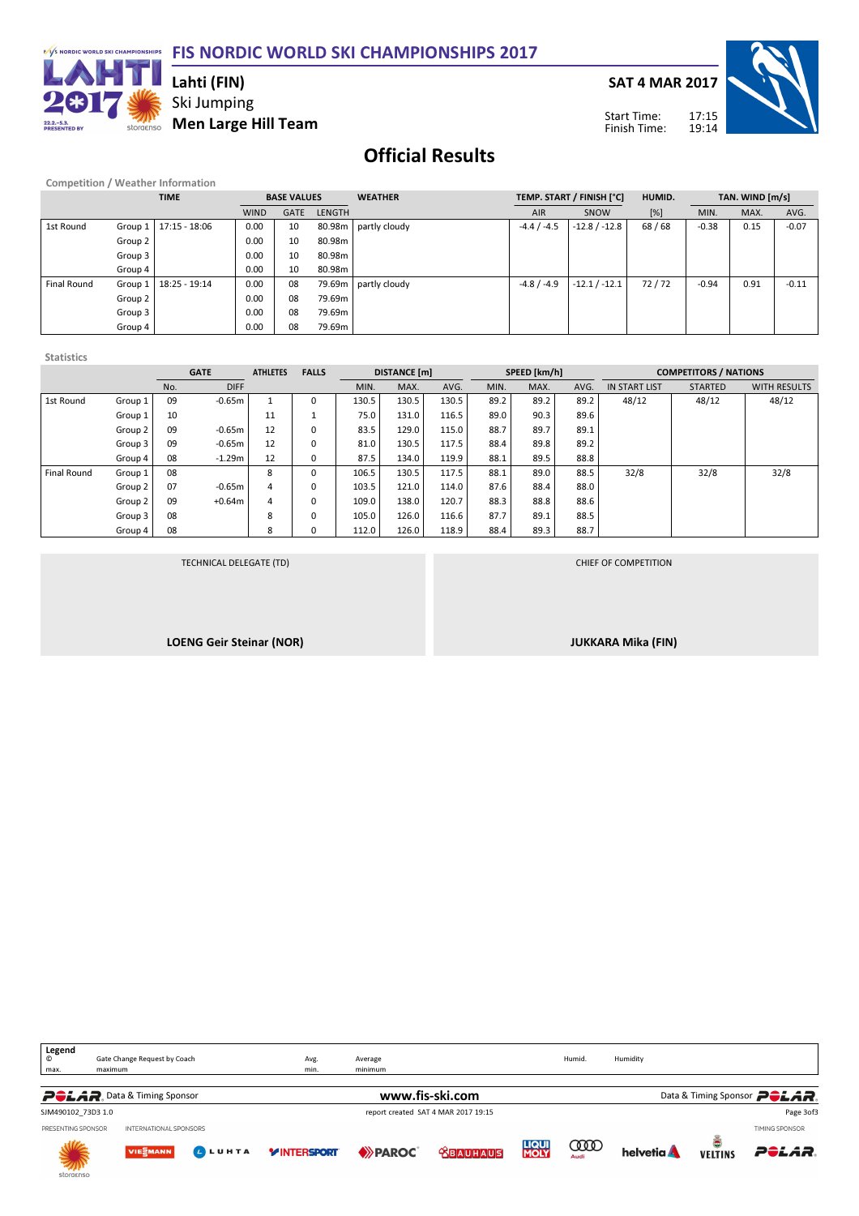# FIS NORDIC WORLD SKI CHAMPIONSHIPS 2017

**Lahti (FIN)**

Ski Jumping

**Men Large Hill Team**

**SAT 4 MAR 2017**

Start Time: 17:15
Finish Time: 19:14

# Official Results

Competition / Weather Information

| | | TIME | BASE VALUES | | | WEATHER | TEMP. START / FINISH [°C] | | HUMID. | TAN. WIND [m/s] | | |
|---|---|---|---|---|---|---|---|---|---|---|---|---|
| | | | WIND | GATE | LENGTH | | AIR | SNOW | [%] | MIN. | MAX. | AVG. |
| 1st Round | Group 1 | 17:15 - 18:06 | 0.00 | 10 | 80.98m | partly cloudy | -4.4 / -4.5 | -12.8 / -12.8 | 68 / 68 | -0.38 | 0.15 | -0.07 |
| | Group 2 | | 0.00 | 10 | 80.98m | | | | | | | |
| | Group 3 | | 0.00 | 10 | 80.98m | | | | | | | |
| | Group 4 | | 0.00 | 10 | 80.98m | | | | | | | |
| Final Round | Group 1 | 18:25 - 19:14 | 0.00 | 08 | 79.69m | partly cloudy | -4.8 / -4.9 | -12.1 / -12.1 | 72 / 72 | -0.94 | 0.91 | -0.11 |
| | Group 2 | | 0.00 | 08 | 79.69m | | | | | | | |
| | Group 3 | | 0.00 | 08 | 79.69m | | | | | | | |
| | Group 4 | | 0.00 | 08 | 79.69m | | | | | | | |

Statistics

| | | GATE | | ATHLETES | FALLS | DISTANCE [m] | | | SPEED [km/h] | | | COMPETITORS / NATIONS | | |
|---|---|---|---|---|---|---|---|---|---|---|---|---|---|---|
| | | No. | DIFF | | | MIN. | MAX. | AVG. | MIN. | MAX. | AVG. | IN START LIST | STARTED | WITH RESULTS |
| 1st Round | Group 1 | 09 | -0.65m | 1 | 0 | 130.5 | 130.5 | 130.5 | 89.2 | 89.2 | 89.2 | 48/12 | 48/12 | 48/12 |
| | Group 1 | 10 | | 11 | 1 | 75.0 | 131.0 | 116.5 | 89.0 | 90.3 | 89.6 | | | |
| | Group 2 | 09 | -0.65m | 12 | 0 | 83.5 | 129.0 | 115.0 | 88.7 | 89.7 | 89.1 | | | |
| | Group 3 | 09 | -0.65m | 12 | 0 | 81.0 | 130.5 | 117.5 | 88.4 | 89.8 | 89.2 | | | |
| | Group 4 | 08 | -1.29m | 12 | 0 | 87.5 | 134.0 | 119.9 | 88.1 | 89.5 | 88.8 | | | |
| Final Round | Group 1 | 08 | | 8 | 0 | 106.5 | 130.5 | 117.5 | 88.1 | 89.0 | 88.5 | 32/8 | 32/8 | 32/8 |
| | Group 2 | 07 | -0.65m | 4 | 0 | 103.5 | 121.0 | 114.0 | 87.6 | 88.4 | 88.0 | | | |
| | Group 2 | 09 | +0.64m | 4 | 0 | 109.0 | 138.0 | 120.7 | 88.3 | 88.8 | 88.6 | | | |
| | Group 3 | 08 | | 8 | 0 | 105.0 | 126.0 | 116.6 | 87.7 | 89.1 | 88.5 | | | |
| | Group 4 | 08 | | 8 | 0 | 112.0 | 126.0 | 118.9 | 88.4 | 89.3 | 88.7 | | | |

TECHNICAL DELEGATE (TD)

**LOENG Geir Steinar (NOR)**

CHIEF OF COMPETITION

**JUKKARA Mika (FIN)**

**Legend**

| | | | | | |
|---|---|---|---|---|---|
| © | Gate Change Request by Coach | Avg. | Average | Humid. | Humidity |
| max. | maximum | min. | minimum | | |

SJM490102_73D3 1.0 — report created SAT 4 MAR 2017 19:15